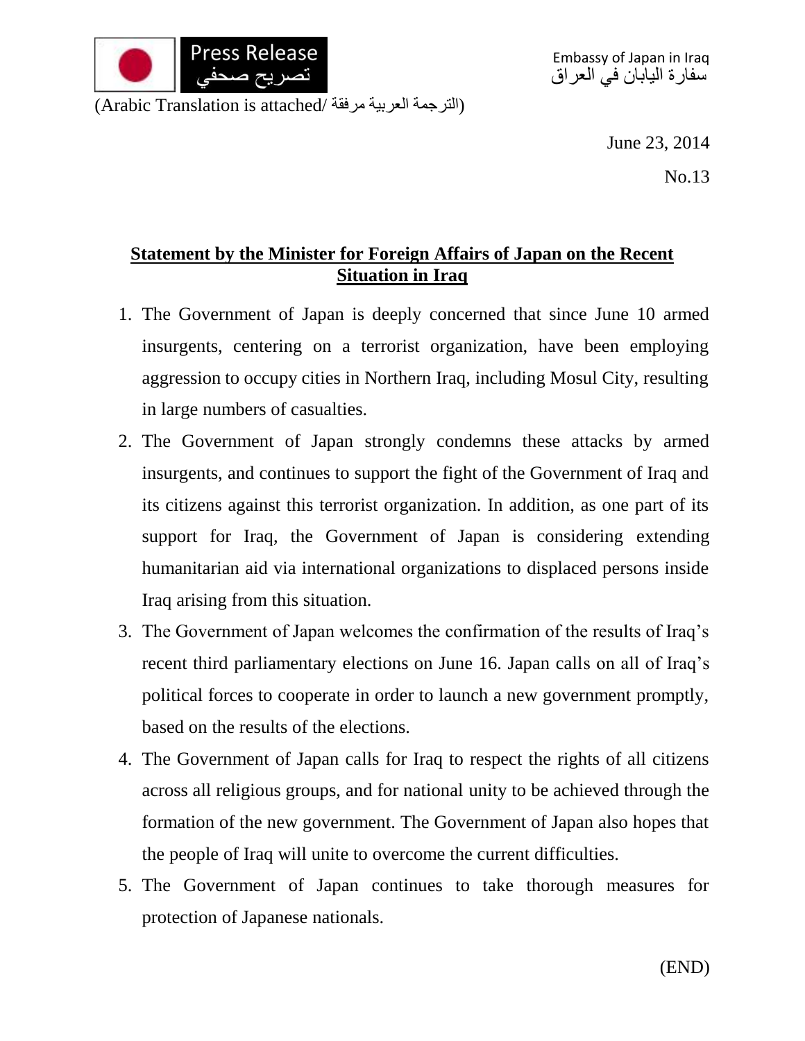Press Release
تصريح صحفي

Embassy of Japan in Iraq
سفارة اليابان في العراق

(Arabic Translation is attached/ الترجمة العربية مرفقة)

June 23, 2014

No.13

## Statement by the Minister for Foreign Affairs of Japan on the Recent Situation in Iraq

1. The Government of Japan is deeply concerned that since June 10 armed insurgents, centering on a terrorist organization, have been employing aggression to occupy cities in Northern Iraq, including Mosul City, resulting in large numbers of casualties.
2. The Government of Japan strongly condemns these attacks by armed insurgents, and continues to support the fight of the Government of Iraq and its citizens against this terrorist organization. In addition, as one part of its support for Iraq, the Government of Japan is considering extending humanitarian aid via international organizations to displaced persons inside Iraq arising from this situation.
3. The Government of Japan welcomes the confirmation of the results of Iraq's recent third parliamentary elections on June 16. Japan calls on all of Iraq's political forces to cooperate in order to launch a new government promptly, based on the results of the elections.
4. The Government of Japan calls for Iraq to respect the rights of all citizens across all religious groups, and for national unity to be achieved through the formation of the new government. The Government of Japan also hopes that the people of Iraq will unite to overcome the current difficulties.
5. The Government of Japan continues to take thorough measures for protection of Japanese nationals.

(END)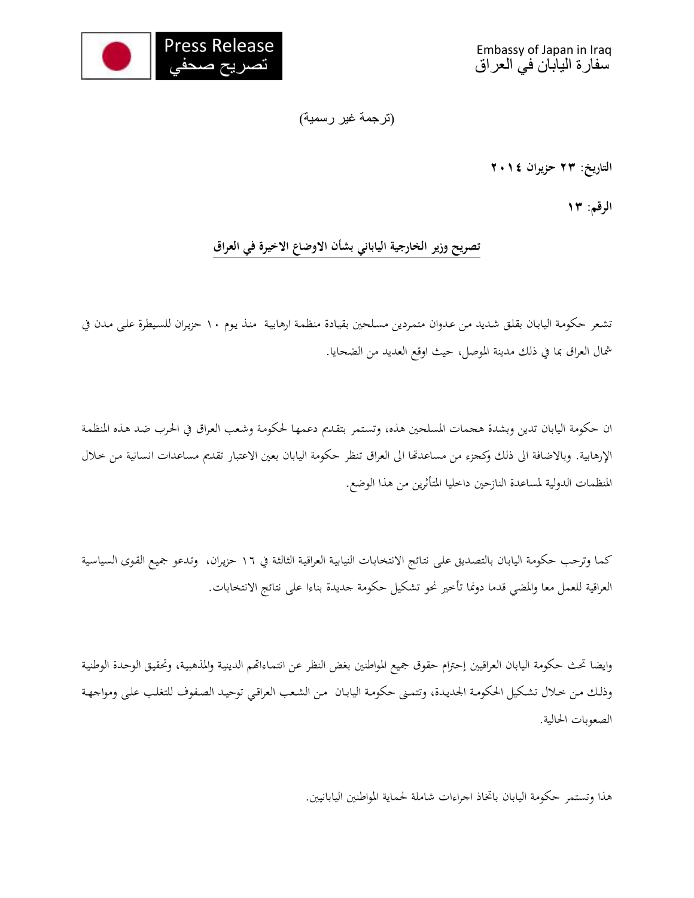Press Release
تصريح صحفي

Embassy of Japan in Iraq
سفارة اليابان في العراق

(ترجمة غير رسمية)

**التاريخ: ٢٣ حزيران ٢٠١٤**

**الرقم: ١٣**

## تصريح وزير الخارجية الياباني بشأن الاوضاع الاخيرة في العراق

تشعر حكومة اليابان بقلق شديد من عدوان متمردين مسلحين بقيادة منظمة ارهابية منذ يوم ١٠ حزيران للسيطرة على مدن في شمال العراق بما في ذلك مدينة الموصل، حيث اوقع العديد من الضحايا.

ان حكومة اليابان تدين وبشدة هجمات المسلحين هذه، وتستمر بتقديم دعمها لحكومة وشعب العراق في الحرب ضد هذه المنظمة الإرهابية. وبالاضافة الى ذلك وكجزء من مساعدتها الى العراق تنظر حكومة اليابان بعين الاعتبار تقديم مساعدات انسانية من خلال المنظمات الدولية لمساعدة النازحين داخليا المتأثرين من هذا الوضع.

كما وترحب حكومة اليابان بالتصديق على نتائج الانتخابات النيابية العراقية الثالثة في ١٦ حزيران، وتدعو جميع القوى السياسية العراقية للعمل معا والمضي قدما دونما تأخير نحو تشكيل حكومة جديدة بناءا على نتائج الانتخابات.

وايضا تحث حكومة اليابان العراقيين إحترام حقوق جميع المواطنين بغض النظر عن انتماءاتهم الدينية والمذهبية، وتحقيق الوحدة الوطنية وذلك من خلال تشكيل الحكومة الجديدة، وتتمنى حكومة اليابان من الشعب العراقي توحيد الصفوف للتغلب على ومواجهة الصعوبات الحالية.

هذا وتستمر حكومة اليابان باتخاذ اجراءات شاملة لحماية المواطنين اليابانيين.